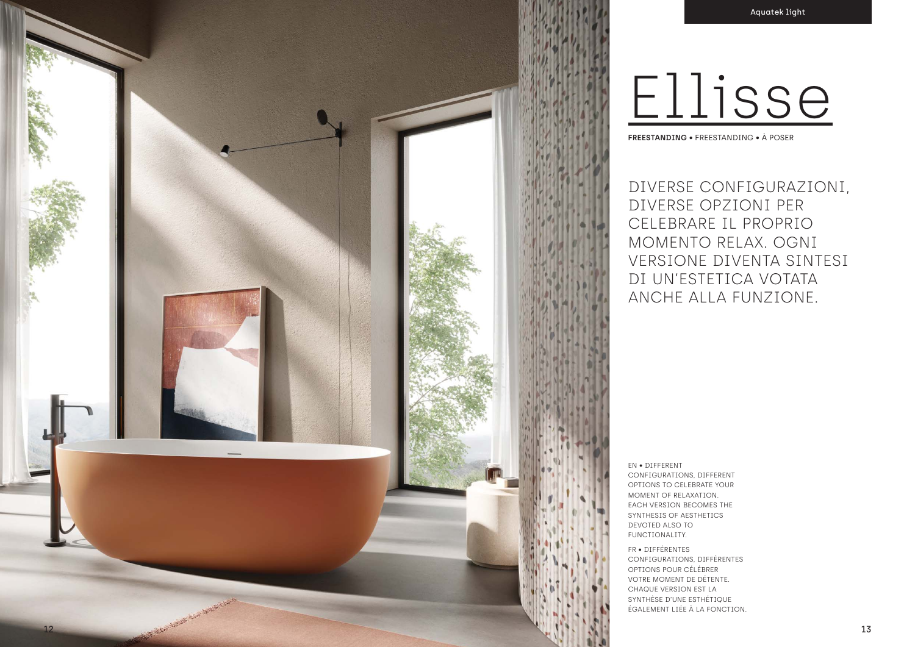# Ellisse

**FREESTANDING** • FREESTANDING • À POSER

DIVERSE CONFIGURAZIONI, DIVERSE OPZIONI PER CELEBRARE IL PROPRIO MOMENTO RELAX. OGNI VERSIONE DIVENTA SINTESI DI UN'ESTETICA VOTATA ANCHE ALLA FUNZIONE.

EN • DIFFERENT CONFIGURATIONS, DIFFERENT OPTIONS TO CELEBRATE YOUR MOMENT OF RELAXATION. EACH VERSION BECOMES THE SYNTHESIS OF AESTHETICS DEVOTED ALSO TO FUNCTIONALITY.

FR • DIFFÉRENTES CONFIGURATIONS, DIFFÉRENTES OPTIONS POUR CÉLÉBRER VOTRE MOMENT DE DÉTENTE. CHAQUE VERSION EST LA SYNTHÈSE D'UNE ESTHÉTIQUE ÉGALEMENT LIÉE À LA FONCTION.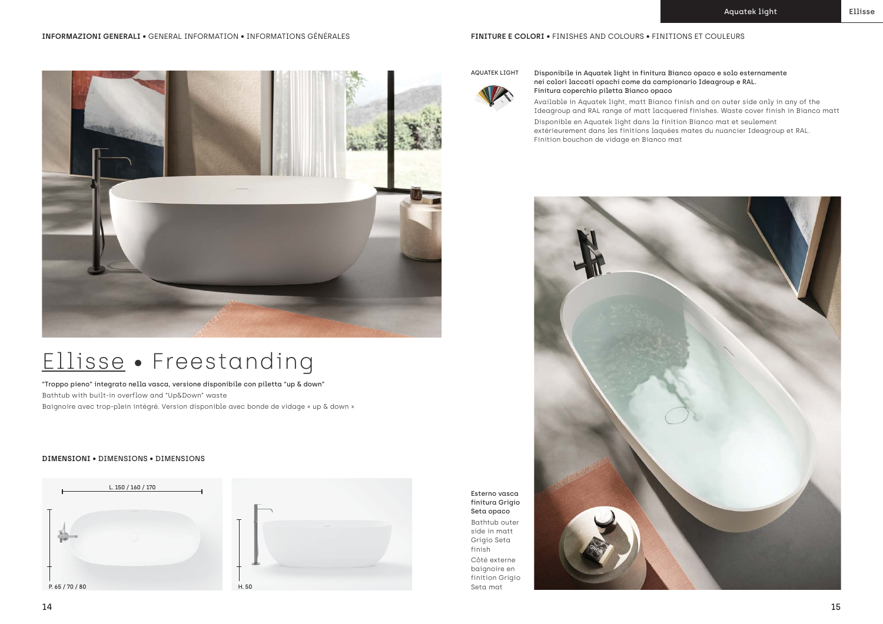**INFORMAZIONI GENERALI** • GENERAL INFORMATION • INFORMATIONS GÉNÉRALES

# Ellisse • Freestanding

"Troppo pieno" integrato nella vasca, versione disponibile con piletta "up & down"

Bathtub with built-in overflow and "Up&Down" waste

Baignoire avec trop-plein intégré. Version disponible avec bonde de vidage « up & down »

**DIMENSIONI** • DIMENSIONS • DIMENSIONS

L. 150 / 160 / 170

P. 65 / 70 / 80

H. 50

**FINITURE E COLORI** • FINISHES AND COLOURS • FINITIONS ET COULEURS

AQUATEK LIGHT

Disponibile in Aquatek light in finitura Bianco opaco e solo esternamente nei colori laccati opachi come da campionario Ideagroup e RAL.
Finitura coperchio piletta Bianco opaco

Available in Aquatek light, matt Bianco finish and on outer side only in any of the Ideagroup and RAL range of matt lacquered finishes. Waste cover finish in Bianco matt

Disponible en Aquatek light dans la finition Bianco mat et seulement extérieurement dans les finitions laquées mates du nuancier Ideagroup et RAL. Finition bouchon de vidage en Bianco mat

Esterno vasca finitura Grigio Seta opaco

Bathtub outer side in matt Grigio Seta finish

Côté externe baignoire en finition Grigio Seta mat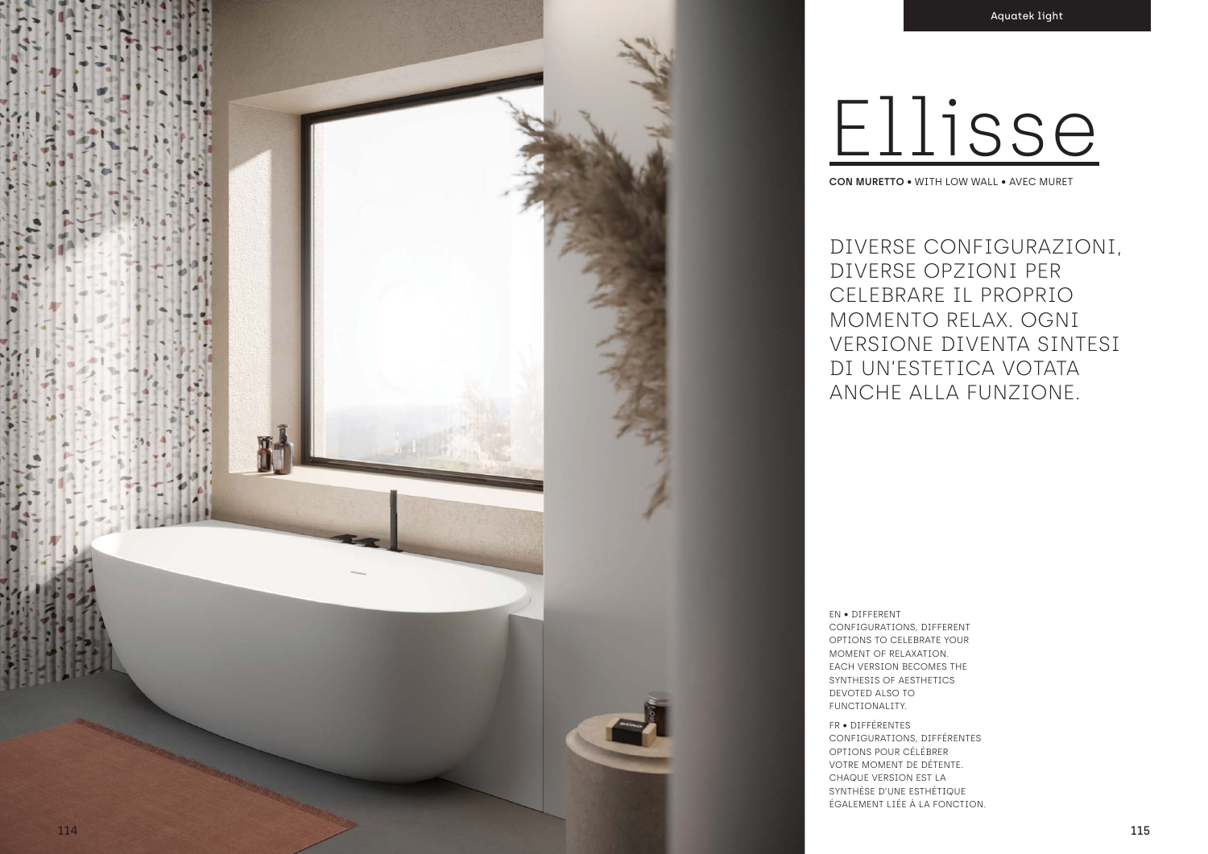# Ellisse

**CON MURETTO** • WITH LOW WALL • AVEC MURET

DIVERSE CONFIGURAZIONI, DIVERSE OPZIONI PER CELEBRARE IL PROPRIO MOMENTO RELAX. OGNI VERSIONE DIVENTA SINTESI DI UN'ESTETICA VOTATA ANCHE ALLA FUNZIONE.

EN • DIFFERENT CONFIGURATIONS, DIFFERENT OPTIONS TO CELEBRATE YOUR MOMENT OF RELAXATION. EACH VERSION BECOMES THE SYNTHESIS OF AESTHETICS DEVOTED ALSO TO FUNCTIONALITY.

FR • DIFFÉRENTES CONFIGURATIONS, DIFFÉRENTES OPTIONS POUR CÉLÉBRER VOTRE MOMENT DE DÉTENTE. CHAQUE VERSION EST LA SYNTHÈSE D'UNE ESTHÉTIQUE ÉGALEMENT LIÉE À LA FONCTION.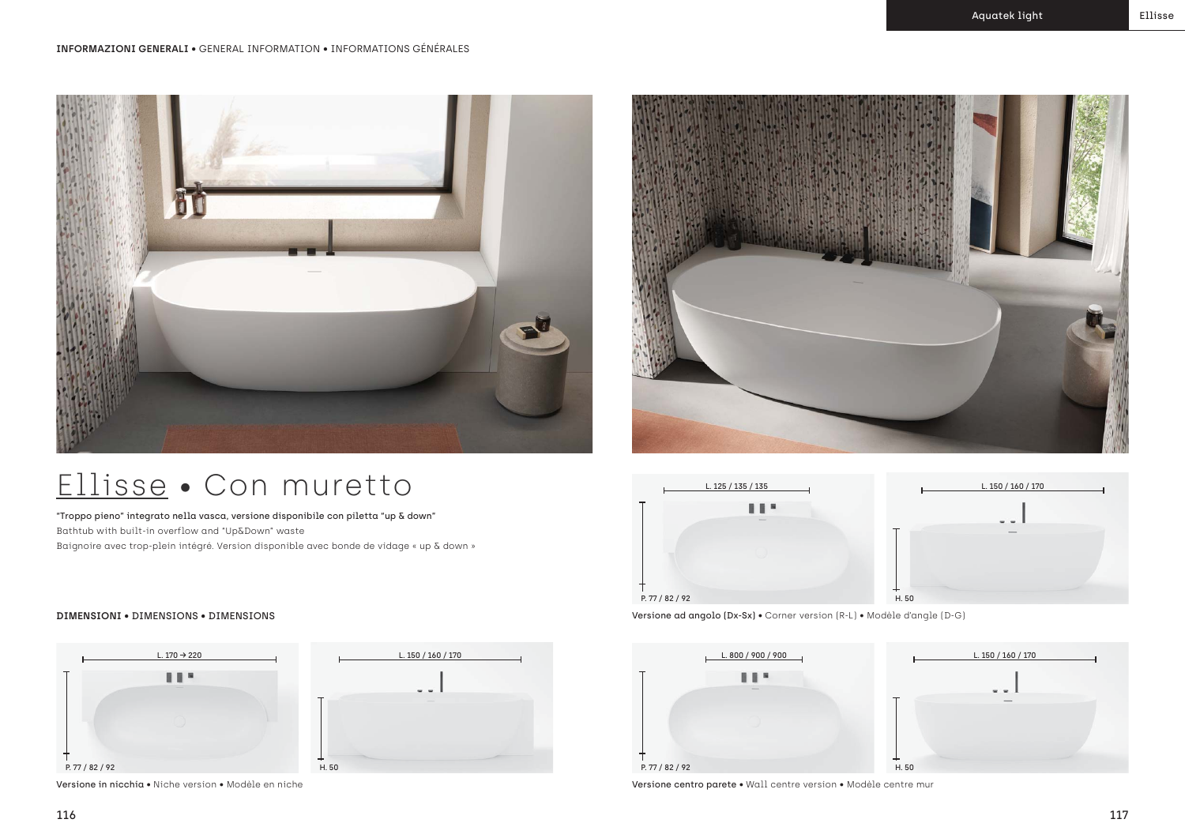INFORMAZIONI GENERALI • GENERAL INFORMATION • INFORMATIONS GÉNÉRALES

# Ellisse • Con muretto

"Troppo pieno" integrato nella vasca, versione disponibile con piletta "up & down"
Bathtub with built-in overflow and "Up&Down" waste
Baignoire avec trop-plein intégré. Version disponible avec bonde de vidage « up & down »

**DIMENSIONI** • DIMENSIONS • DIMENSIONS

L. 170 → 220
P. 77 / 82 / 92

L. 150 / 160 / 170
H. 50

**Versione in nicchia** • Niche version • Modèle en niche

L. 125 / 135 / 135
P. 77 / 82 / 92

L. 150 / 160 / 170
H. 50

**Versione ad angolo (Dx-Sx)** • Corner version (R-L) • Modèle d'angle (D-G)

L. 800 / 900 / 900
P. 77 / 82 / 92

L. 150 / 160 / 170
H. 50

**Versione centro parete** • Wall centre version • Modèle centre mur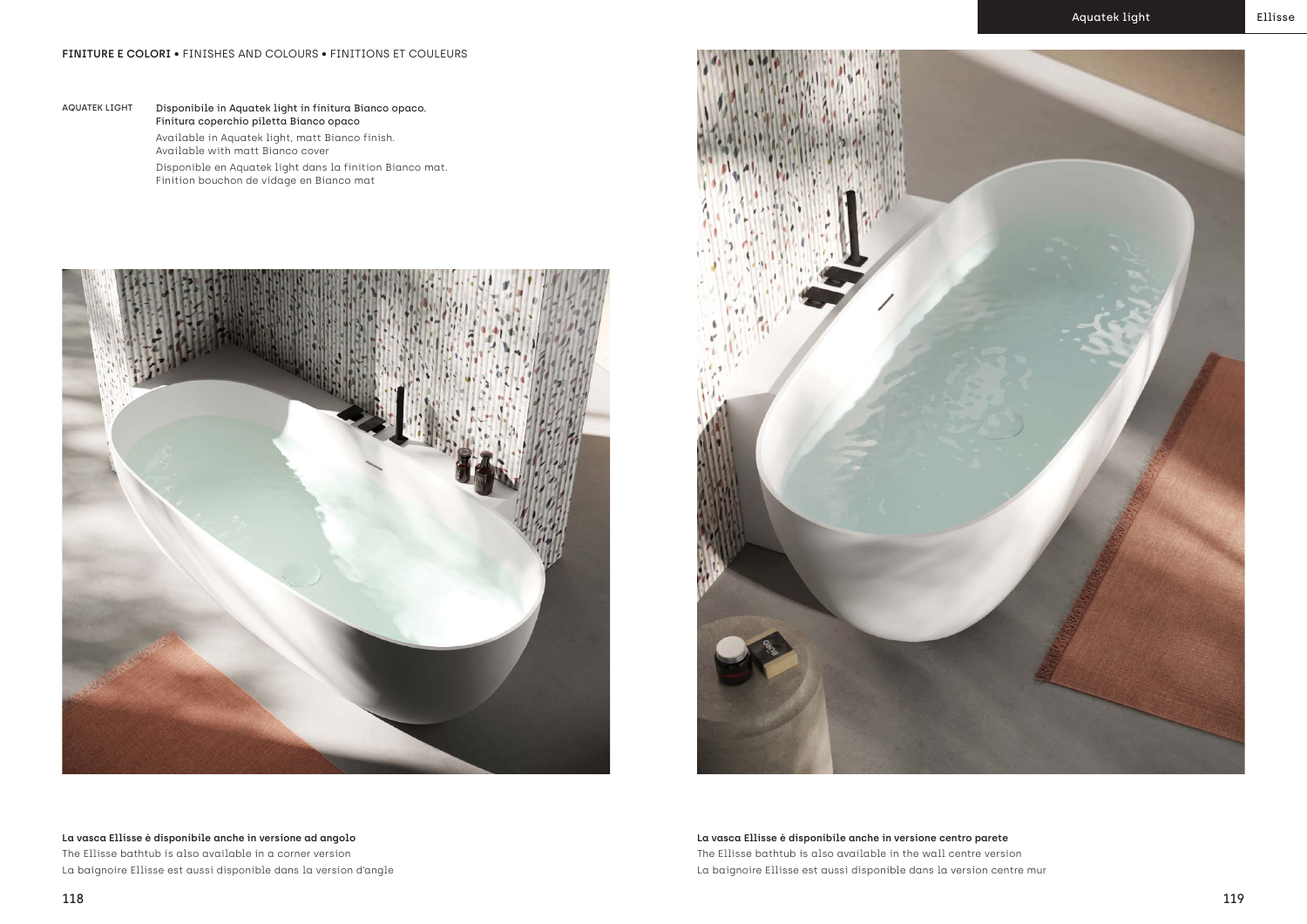**FINITURE E COLORI** • FINISHES AND COLOURS • FINITIONS ET COULEURS

AQUATEK LIGHT

Disponibile in Aquatek light in finitura Bianco opaco.
Finitura coperchio piletta Bianco opaco

Available in Aquatek light, matt Bianco finish.
Available with matt Bianco cover

Disponible en Aquatek light dans la finition Bianco mat.
Finition bouchon de vidage en Bianco mat

**La vasca Ellisse è disponibile anche in versione ad angolo**
The Ellisse bathtub is also available in a corner version
La baignoire Ellisse est aussi disponible dans la version d'angle

**La vasca Ellisse è disponibile anche in versione centro parete**
The Ellisse bathtub is also available in the wall centre version
La baignoire Ellisse est aussi disponible dans la version centre mur